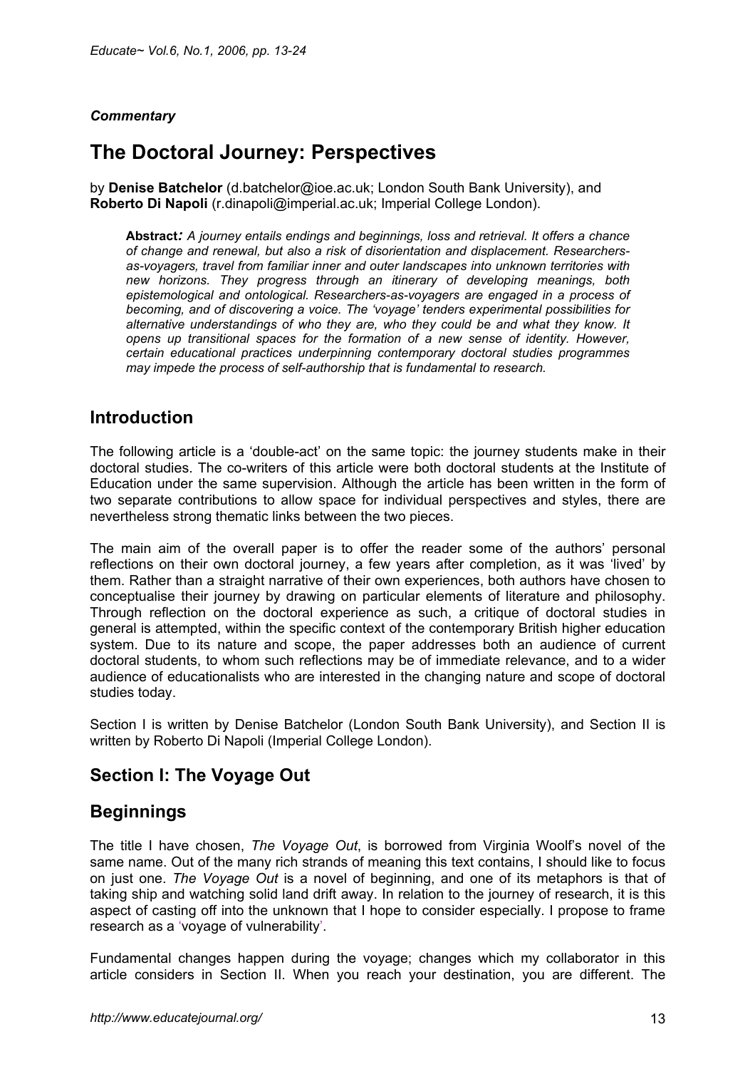*Commentary*

# The Doctoral Journey: Perspectives

by **Denise Batchelor** (d.batchelor@ioe.ac.uk; London South Bank University), and **Roberto Di Napoli** (r.dinapoli@imperial.ac.uk; Imperial College London).

> **Abstract***:* *A journey entails endings and beginnings, loss and retrieval. It offers a chance of change and renewal, but also a risk of disorientation and displacement. Researchers-as-voyagers, travel from familiar inner and outer landscapes into unknown territories with new horizons. They progress through an itinerary of developing meanings, both epistemological and ontological. Researchers-as-voyagers are engaged in a process of becoming, and of discovering a voice. The 'voyage' tenders experimental possibilities for alternative understandings of who they are, who they could be and what they know. It opens up transitional spaces for the formation of a new sense of identity. However, certain educational practices underpinning contemporary doctoral studies programmes may impede the process of self-authorship that is fundamental to research.*

## Introduction

The following article is a 'double-act' on the same topic: the journey students make in their doctoral studies. The co-writers of this article were both doctoral students at the Institute of Education under the same supervision. Although the article has been written in the form of two separate contributions to allow space for individual perspectives and styles, there are nevertheless strong thematic links between the two pieces.

The main aim of the overall paper is to offer the reader some of the authors' personal reflections on their own doctoral journey, a few years after completion, as it was 'lived' by them. Rather than a straight narrative of their own experiences, both authors have chosen to conceptualise their journey by drawing on particular elements of literature and philosophy. Through reflection on the doctoral experience as such, a critique of doctoral studies in general is attempted, within the specific context of the contemporary British higher education system. Due to its nature and scope, the paper addresses both an audience of current doctoral students, to whom such reflections may be of immediate relevance, and to a wider audience of educationalists who are interested in the changing nature and scope of doctoral studies today.

Section I is written by Denise Batchelor (London South Bank University), and Section II is written by Roberto Di Napoli (Imperial College London).

## Section I: The Voyage Out

## Beginnings

The title I have chosen, *The Voyage Out*, is borrowed from Virginia Woolf's novel of the same name. Out of the many rich strands of meaning this text contains, I should like to focus on just one. *The Voyage Out* is a novel of beginning, and one of its metaphors is that of taking ship and watching solid land drift away. In relation to the journey of research, it is this aspect of casting off into the unknown that I hope to consider especially. I propose to frame research as a 'voyage of vulnerability'.

Fundamental changes happen during the voyage; changes which my collaborator in this article considers in Section II. When you reach your destination, you are different. The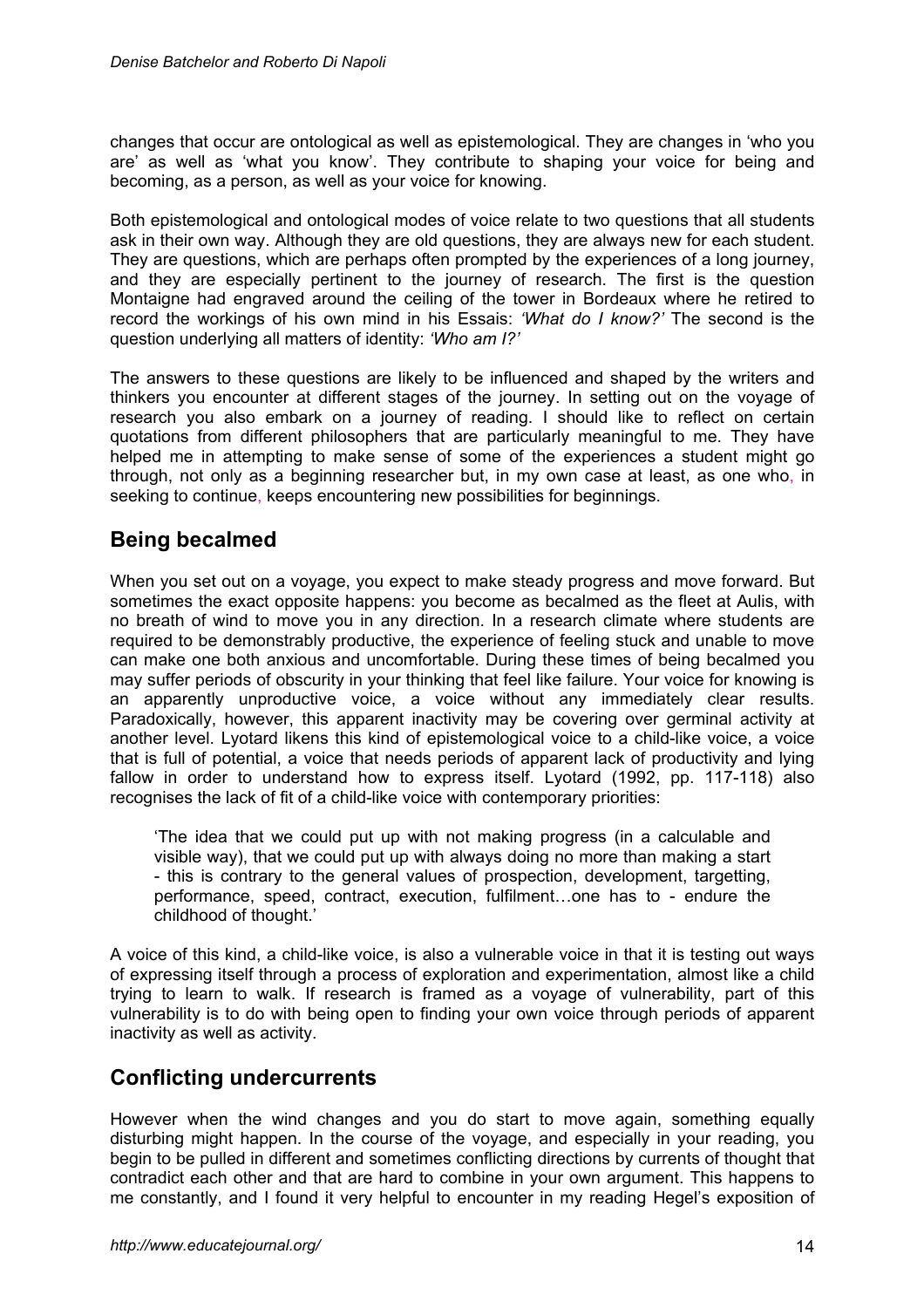changes that occur are ontological as well as epistemological. They are changes in 'who you are' as well as 'what you know'. They contribute to shaping your voice for being and becoming, as a person, as well as your voice for knowing.

Both epistemological and ontological modes of voice relate to two questions that all students ask in their own way. Although they are old questions, they are always new for each student. They are questions, which are perhaps often prompted by the experiences of a long journey, and they are especially pertinent to the journey of research. The first is the question Montaigne had engraved around the ceiling of the tower in Bordeaux where he retired to record the workings of his own mind in his Essais: *'What do I know?'* The second is the question underlying all matters of identity: *'Who am I?'*

The answers to these questions are likely to be influenced and shaped by the writers and thinkers you encounter at different stages of the journey. In setting out on the voyage of research you also embark on a journey of reading. I should like to reflect on certain quotations from different philosophers that are particularly meaningful to me. They have helped me in attempting to make sense of some of the experiences a student might go through, not only as a beginning researcher but, in my own case at least, as one who, in seeking to continue, keeps encountering new possibilities for beginnings.

## Being becalmed

When you set out on a voyage, you expect to make steady progress and move forward. But sometimes the exact opposite happens: you become as becalmed as the fleet at Aulis, with no breath of wind to move you in any direction. In a research climate where students are required to be demonstrably productive, the experience of feeling stuck and unable to move can make one both anxious and uncomfortable. During these times of being becalmed you may suffer periods of obscurity in your thinking that feel like failure. Your voice for knowing is an apparently unproductive voice, a voice without any immediately clear results. Paradoxically, however, this apparent inactivity may be covering over germinal activity at another level. Lyotard likens this kind of epistemological voice to a child-like voice, a voice that is full of potential, a voice that needs periods of apparent lack of productivity and lying fallow in order to understand how to express itself. Lyotard (1992, pp. 117-118) also recognises the lack of fit of a child-like voice with contemporary priorities:

> 'The idea that we could put up with not making progress (in a calculable and visible way), that we could put up with always doing no more than making a start - this is contrary to the general values of prospection, development, targetting, performance, speed, contract, execution, fulfilment…one has to - endure the childhood of thought.'

A voice of this kind, a child-like voice, is also a vulnerable voice in that it is testing out ways of expressing itself through a process of exploration and experimentation, almost like a child trying to learn to walk. If research is framed as a voyage of vulnerability, part of this vulnerability is to do with being open to finding your own voice through periods of apparent inactivity as well as activity.

## Conflicting undercurrents

However when the wind changes and you do start to move again, something equally disturbing might happen. In the course of the voyage, and especially in your reading, you begin to be pulled in different and sometimes conflicting directions by currents of thought that contradict each other and that are hard to combine in your own argument. This happens to me constantly, and I found it very helpful to encounter in my reading Hegel's exposition of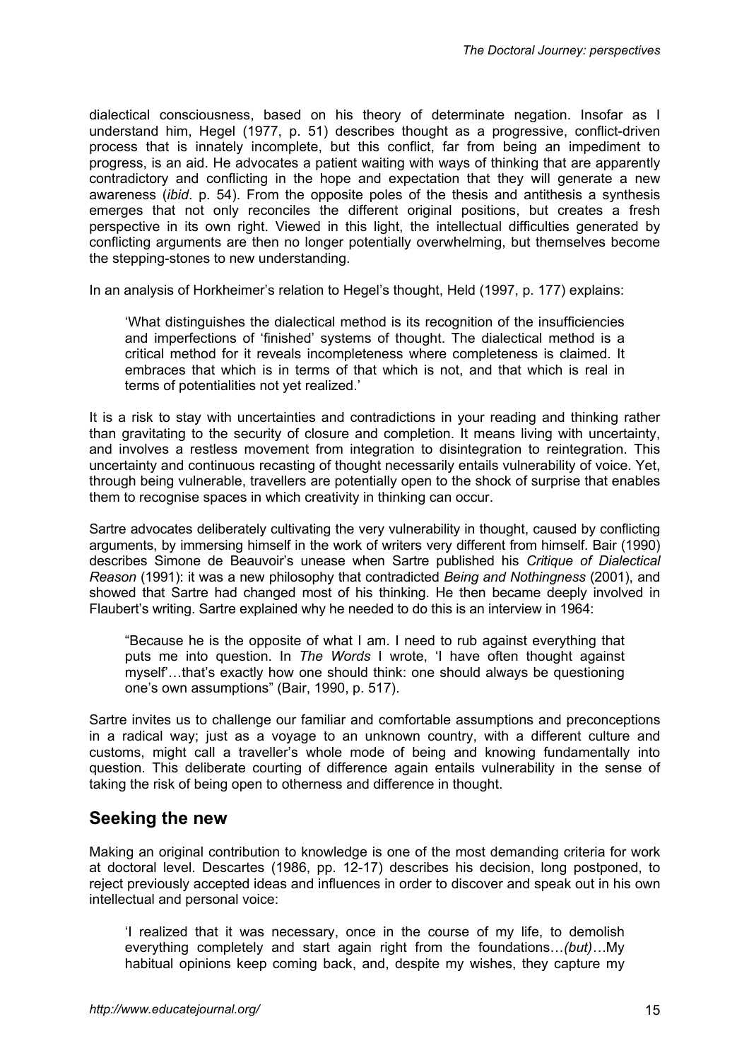dialectical consciousness, based on his theory of determinate negation. Insofar as I understand him, Hegel (1977, p. 51) describes thought as a progressive, conflict-driven process that is innately incomplete, but this conflict, far from being an impediment to progress, is an aid. He advocates a patient waiting with ways of thinking that are apparently contradictory and conflicting in the hope and expectation that they will generate a new awareness (*ibid*. p. 54). From the opposite poles of the thesis and antithesis a synthesis emerges that not only reconciles the different original positions, but creates a fresh perspective in its own right. Viewed in this light, the intellectual difficulties generated by conflicting arguments are then no longer potentially overwhelming, but themselves become the stepping-stones to new understanding.

In an analysis of Horkheimer's relation to Hegel's thought, Held (1997, p. 177) explains:

> 'What distinguishes the dialectical method is its recognition of the insufficiencies and imperfections of 'finished' systems of thought. The dialectical method is a critical method for it reveals incompleteness where completeness is claimed. It embraces that which is in terms of that which is not, and that which is real in terms of potentialities not yet realized.'

It is a risk to stay with uncertainties and contradictions in your reading and thinking rather than gravitating to the security of closure and completion. It means living with uncertainty, and involves a restless movement from integration to disintegration to reintegration. This uncertainty and continuous recasting of thought necessarily entails vulnerability of voice. Yet, through being vulnerable, travellers are potentially open to the shock of surprise that enables them to recognise spaces in which creativity in thinking can occur.

Sartre advocates deliberately cultivating the very vulnerability in thought, caused by conflicting arguments, by immersing himself in the work of writers very different from himself. Bair (1990) describes Simone de Beauvoir's unease when Sartre published his *Critique of Dialectical Reason* (1991): it was a new philosophy that contradicted *Being and Nothingness* (2001), and showed that Sartre had changed most of his thinking. He then became deeply involved in Flaubert's writing. Sartre explained why he needed to do this is an interview in 1964:

> "Because he is the opposite of what I am. I need to rub against everything that puts me into question. In *The Words* I wrote, 'I have often thought against myself'…that's exactly how one should think: one should always be questioning one's own assumptions" (Bair, 1990, p. 517).

Sartre invites us to challenge our familiar and comfortable assumptions and preconceptions in a radical way; just as a voyage to an unknown country, with a different culture and customs, might call a traveller's whole mode of being and knowing fundamentally into question. This deliberate courting of difference again entails vulnerability in the sense of taking the risk of being open to otherness and difference in thought.

## Seeking the new

Making an original contribution to knowledge is one of the most demanding criteria for work at doctoral level. Descartes (1986, pp. 12-17) describes his decision, long postponed, to reject previously accepted ideas and influences in order to discover and speak out in his own intellectual and personal voice:

> 'I realized that it was necessary, once in the course of my life, to demolish everything completely and start again right from the foundations…*(but)*…My habitual opinions keep coming back, and, despite my wishes, they capture my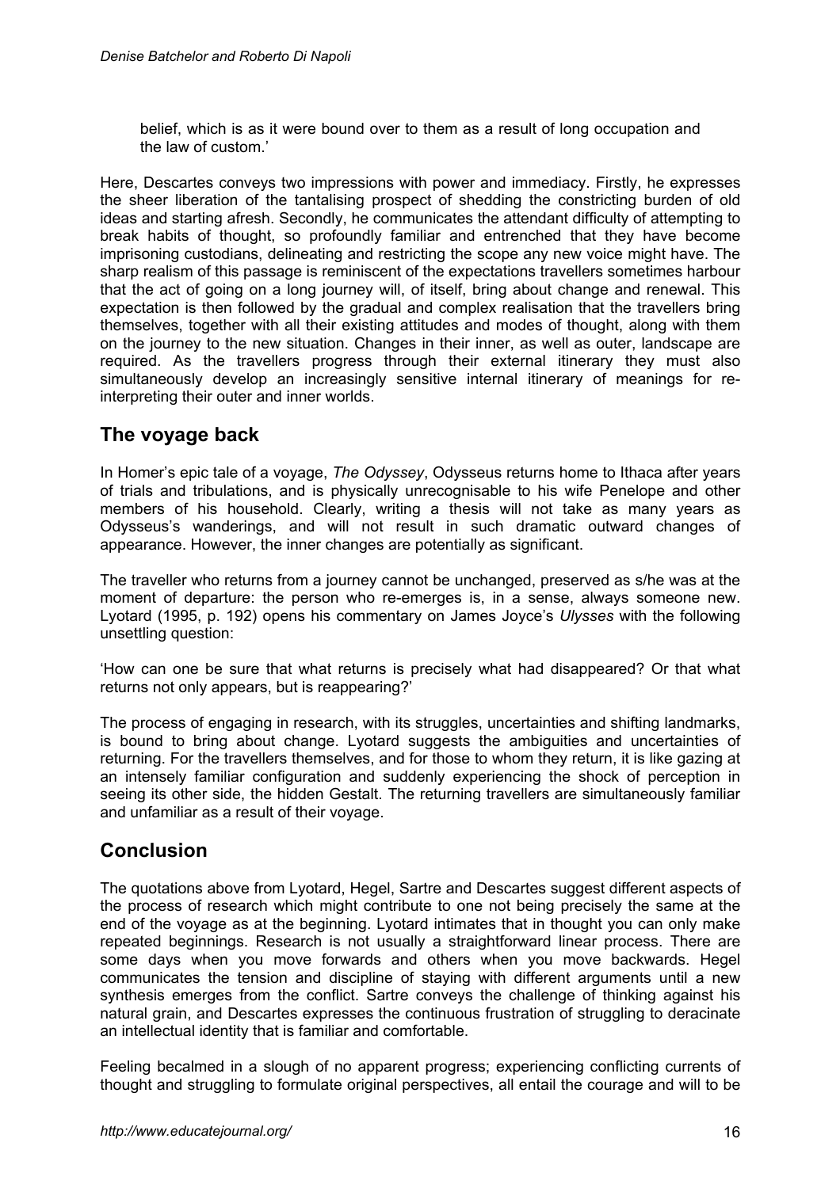belief, which is as it were bound over to them as a result of long occupation and the law of custom.'

Here, Descartes conveys two impressions with power and immediacy. Firstly, he expresses the sheer liberation of the tantalising prospect of shedding the constricting burden of old ideas and starting afresh. Secondly, he communicates the attendant difficulty of attempting to break habits of thought, so profoundly familiar and entrenched that they have become imprisoning custodians, delineating and restricting the scope any new voice might have. The sharp realism of this passage is reminiscent of the expectations travellers sometimes harbour that the act of going on a long journey will, of itself, bring about change and renewal. This expectation is then followed by the gradual and complex realisation that the travellers bring themselves, together with all their existing attitudes and modes of thought, along with them on the journey to the new situation. Changes in their inner, as well as outer, landscape are required. As the travellers progress through their external itinerary they must also simultaneously develop an increasingly sensitive internal itinerary of meanings for re-interpreting their outer and inner worlds.

## The voyage back

In Homer's epic tale of a voyage, *The Odyssey*, Odysseus returns home to Ithaca after years of trials and tribulations, and is physically unrecognisable to his wife Penelope and other members of his household. Clearly, writing a thesis will not take as many years as Odysseus's wanderings, and will not result in such dramatic outward changes of appearance. However, the inner changes are potentially as significant.

The traveller who returns from a journey cannot be unchanged, preserved as s/he was at the moment of departure: the person who re-emerges is, in a sense, always someone new. Lyotard (1995, p. 192) opens his commentary on James Joyce's *Ulysses* with the following unsettling question:

'How can one be sure that what returns is precisely what had disappeared? Or that what returns not only appears, but is reappearing?'

The process of engaging in research, with its struggles, uncertainties and shifting landmarks, is bound to bring about change. Lyotard suggests the ambiguities and uncertainties of returning. For the travellers themselves, and for those to whom they return, it is like gazing at an intensely familiar configuration and suddenly experiencing the shock of perception in seeing its other side, the hidden Gestalt. The returning travellers are simultaneously familiar and unfamiliar as a result of their voyage.

## Conclusion

The quotations above from Lyotard, Hegel, Sartre and Descartes suggest different aspects of the process of research which might contribute to one not being precisely the same at the end of the voyage as at the beginning. Lyotard intimates that in thought you can only make repeated beginnings. Research is not usually a straightforward linear process. There are some days when you move forwards and others when you move backwards. Hegel communicates the tension and discipline of staying with different arguments until a new synthesis emerges from the conflict. Sartre conveys the challenge of thinking against his natural grain, and Descartes expresses the continuous frustration of struggling to deracinate an intellectual identity that is familiar and comfortable.

Feeling becalmed in a slough of no apparent progress; experiencing conflicting currents of thought and struggling to formulate original perspectives, all entail the courage and will to be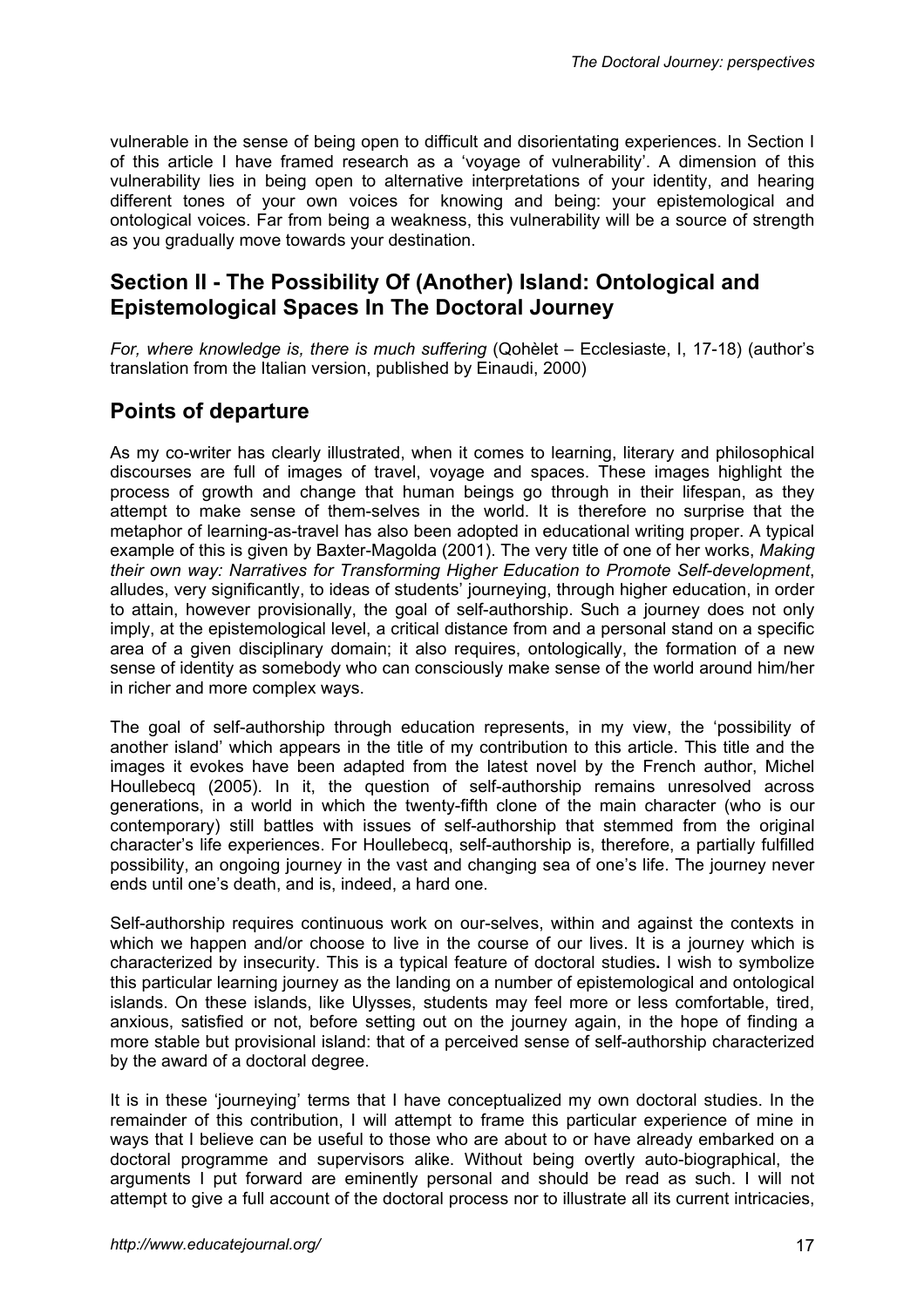vulnerable in the sense of being open to difficult and disorientating experiences. In Section I of this article I have framed research as a 'voyage of vulnerability'. A dimension of this vulnerability lies in being open to alternative interpretations of your identity, and hearing different tones of your own voices for knowing and being: your epistemological and ontological voices. Far from being a weakness, this vulnerability will be a source of strength as you gradually move towards your destination.

## Section II - The Possibility Of (Another) Island: Ontological and Epistemological Spaces In The Doctoral Journey

*For, where knowledge is, there is much suffering* (Qohèlet – Ecclesiaste, I, 17-18) (author's translation from the Italian version, published by Einaudi, 2000)

## Points of departure

As my co-writer has clearly illustrated, when it comes to learning, literary and philosophical discourses are full of images of travel, voyage and spaces. These images highlight the process of growth and change that human beings go through in their lifespan, as they attempt to make sense of them-selves in the world. It is therefore no surprise that the metaphor of learning-as-travel has also been adopted in educational writing proper. A typical example of this is given by Baxter-Magolda (2001). The very title of one of her works, *Making their own way: Narratives for Transforming Higher Education to Promote Self-development*, alludes, very significantly, to ideas of students' journeying, through higher education, in order to attain, however provisionally, the goal of self-authorship. Such a journey does not only imply, at the epistemological level, a critical distance from and a personal stand on a specific area of a given disciplinary domain; it also requires, ontologically, the formation of a new sense of identity as somebody who can consciously make sense of the world around him/her in richer and more complex ways.

The goal of self-authorship through education represents, in my view, the 'possibility of another island' which appears in the title of my contribution to this article. This title and the images it evokes have been adapted from the latest novel by the French author, Michel Houllebecq (2005). In it, the question of self-authorship remains unresolved across generations, in a world in which the twenty-fifth clone of the main character (who is our contemporary) still battles with issues of self-authorship that stemmed from the original character's life experiences. For Houllebecq, self-authorship is, therefore, a partially fulfilled possibility, an ongoing journey in the vast and changing sea of one's life. The journey never ends until one's death, and is, indeed, a hard one.

Self-authorship requires continuous work on our-selves, within and against the contexts in which we happen and/or choose to live in the course of our lives. It is a journey which is characterized by insecurity. This is a typical feature of doctoral studies**.** I wish to symbolize this particular learning journey as the landing on a number of epistemological and ontological islands. On these islands, like Ulysses, students may feel more or less comfortable, tired, anxious, satisfied or not, before setting out on the journey again, in the hope of finding a more stable but provisional island: that of a perceived sense of self-authorship characterized by the award of a doctoral degree.

It is in these 'journeying' terms that I have conceptualized my own doctoral studies. In the remainder of this contribution, I will attempt to frame this particular experience of mine in ways that I believe can be useful to those who are about to or have already embarked on a doctoral programme and supervisors alike. Without being overtly auto-biographical, the arguments I put forward are eminently personal and should be read as such. I will not attempt to give a full account of the doctoral process nor to illustrate all its current intricacies,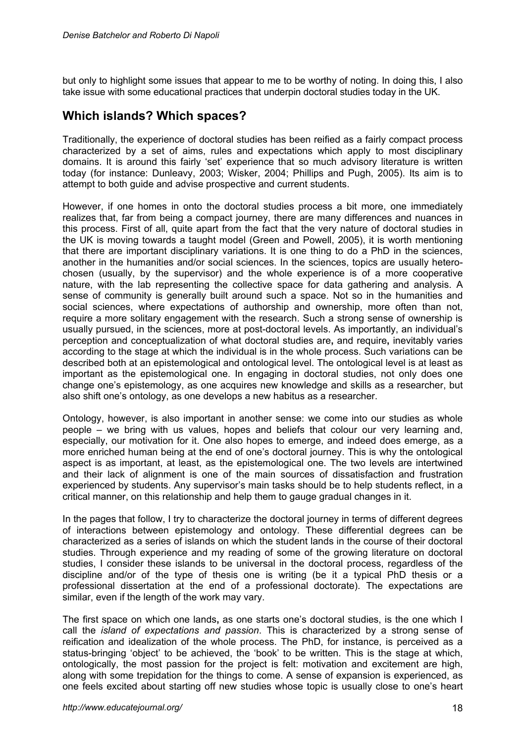but only to highlight some issues that appear to me to be worthy of noting. In doing this, I also take issue with some educational practices that underpin doctoral studies today in the UK.

## Which islands? Which spaces?

Traditionally, the experience of doctoral studies has been reified as a fairly compact process characterized by a set of aims, rules and expectations which apply to most disciplinary domains. It is around this fairly 'set' experience that so much advisory literature is written today (for instance: Dunleavy, 2003; Wisker, 2004; Phillips and Pugh, 2005). Its aim is to attempt to both guide and advise prospective and current students.

However, if one homes in onto the doctoral studies process a bit more, one immediately realizes that, far from being a compact journey, there are many differences and nuances in this process. First of all, quite apart from the fact that the very nature of doctoral studies in the UK is moving towards a taught model (Green and Powell, 2005), it is worth mentioning that there are important disciplinary variations. It is one thing to do a PhD in the sciences, another in the humanities and/or social sciences. In the sciences, topics are usually hetero-chosen (usually, by the supervisor) and the whole experience is of a more cooperative nature, with the lab representing the collective space for data gathering and analysis. A sense of community is generally built around such a space. Not so in the humanities and social sciences, where expectations of authorship and ownership, more often than not, require a more solitary engagement with the research. Such a strong sense of ownership is usually pursued, in the sciences, more at post-doctoral levels. As importantly, an individual's perception and conceptualization of what doctoral studies are**,** and require**,** inevitably varies according to the stage at which the individual is in the whole process. Such variations can be described both at an epistemological and ontological level. The ontological level is at least as important as the epistemological one. In engaging in doctoral studies, not only does one change one's epistemology, as one acquires new knowledge and skills as a researcher, but also shift one's ontology, as one develops a new habitus as a researcher.

Ontology, however, is also important in another sense: we come into our studies as whole people – we bring with us values, hopes and beliefs that colour our very learning and, especially, our motivation for it. One also hopes to emerge, and indeed does emerge, as a more enriched human being at the end of one's doctoral journey. This is why the ontological aspect is as important, at least, as the epistemological one. The two levels are intertwined and their lack of alignment is one of the main sources of dissatisfaction and frustration experienced by students. Any supervisor's main tasks should be to help students reflect, in a critical manner, on this relationship and help them to gauge gradual changes in it.

In the pages that follow, I try to characterize the doctoral journey in terms of different degrees of interactions between epistemology and ontology. These differential degrees can be characterized as a series of islands on which the student lands in the course of their doctoral studies. Through experience and my reading of some of the growing literature on doctoral studies, I consider these islands to be universal in the doctoral process, regardless of the discipline and/or of the type of thesis one is writing (be it a typical PhD thesis or a professional dissertation at the end of a professional doctorate). The expectations are similar, even if the length of the work may vary.

The first space on which one lands**,** as one starts one's doctoral studies, is the one which I call the *island of expectations and passion*. This is characterized by a strong sense of reification and idealization of the whole process. The PhD, for instance, is perceived as a status-bringing 'object' to be achieved, the 'book' to be written. This is the stage at which, ontologically, the most passion for the project is felt: motivation and excitement are high, along with some trepidation for the things to come. A sense of expansion is experienced, as one feels excited about starting off new studies whose topic is usually close to one's heart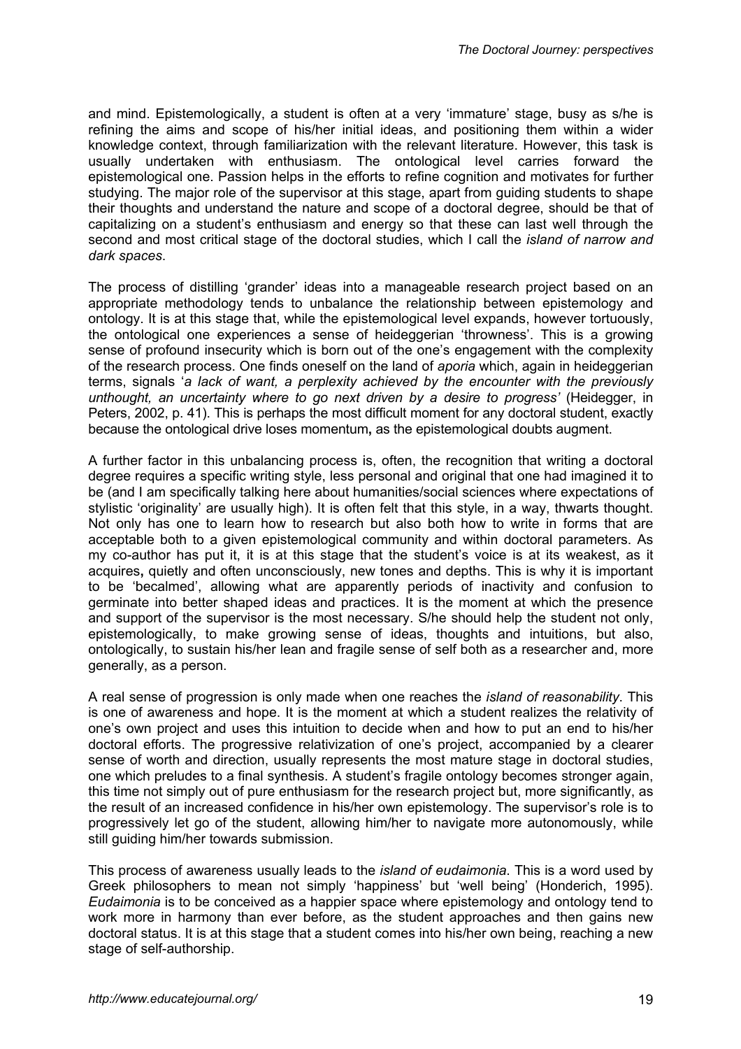and mind. Epistemologically, a student is often at a very 'immature' stage, busy as s/he is refining the aims and scope of his/her initial ideas, and positioning them within a wider knowledge context, through familiarization with the relevant literature. However, this task is usually undertaken with enthusiasm. The ontological level carries forward the epistemological one. Passion helps in the efforts to refine cognition and motivates for further studying. The major role of the supervisor at this stage, apart from guiding students to shape their thoughts and understand the nature and scope of a doctoral degree, should be that of capitalizing on a student's enthusiasm and energy so that these can last well through the second and most critical stage of the doctoral studies, which I call the *island of narrow and dark spaces*.

The process of distilling 'grander' ideas into a manageable research project based on an appropriate methodology tends to unbalance the relationship between epistemology and ontology. It is at this stage that, while the epistemological level expands, however tortuously, the ontological one experiences a sense of heideggerian 'throwness'. This is a growing sense of profound insecurity which is born out of the one's engagement with the complexity of the research process. One finds oneself on the land of *aporia* which, again in heideggerian terms, signals '*a lack of want, a perplexity achieved by the encounter with the previously unthought, an uncertainty where to go next driven by a desire to progress'* (Heidegger, in Peters, 2002, p. 41). This is perhaps the most difficult moment for any doctoral student, exactly because the ontological drive loses momentum**,** as the epistemological doubts augment.

A further factor in this unbalancing process is, often, the recognition that writing a doctoral degree requires a specific writing style, less personal and original that one had imagined it to be (and I am specifically talking here about humanities/social sciences where expectations of stylistic 'originality' are usually high). It is often felt that this style, in a way, thwarts thought. Not only has one to learn how to research but also both how to write in forms that are acceptable both to a given epistemological community and within doctoral parameters. As my co-author has put it, it is at this stage that the student's voice is at its weakest, as it acquires**,** quietly and often unconsciously, new tones and depths. This is why it is important to be 'becalmed', allowing what are apparently periods of inactivity and confusion to germinate into better shaped ideas and practices. It is the moment at which the presence and support of the supervisor is the most necessary. S/he should help the student not only, epistemologically, to make growing sense of ideas, thoughts and intuitions, but also, ontologically, to sustain his/her lean and fragile sense of self both as a researcher and, more generally, as a person.

A real sense of progression is only made when one reaches the *island of reasonability*. This is one of awareness and hope. It is the moment at which a student realizes the relativity of one's own project and uses this intuition to decide when and how to put an end to his/her doctoral efforts. The progressive relativization of one's project, accompanied by a clearer sense of worth and direction, usually represents the most mature stage in doctoral studies, one which preludes to a final synthesis. A student's fragile ontology becomes stronger again, this time not simply out of pure enthusiasm for the research project but, more significantly, as the result of an increased confidence in his/her own epistemology. The supervisor's role is to progressively let go of the student, allowing him/her to navigate more autonomously, while still guiding him/her towards submission.

This process of awareness usually leads to the *island of eudaimonia*. This is a word used by Greek philosophers to mean not simply 'happiness' but 'well being' (Honderich, 1995). *Eudaimonia* is to be conceived as a happier space where epistemology and ontology tend to work more in harmony than ever before, as the student approaches and then gains new doctoral status. It is at this stage that a student comes into his/her own being, reaching a new stage of self-authorship.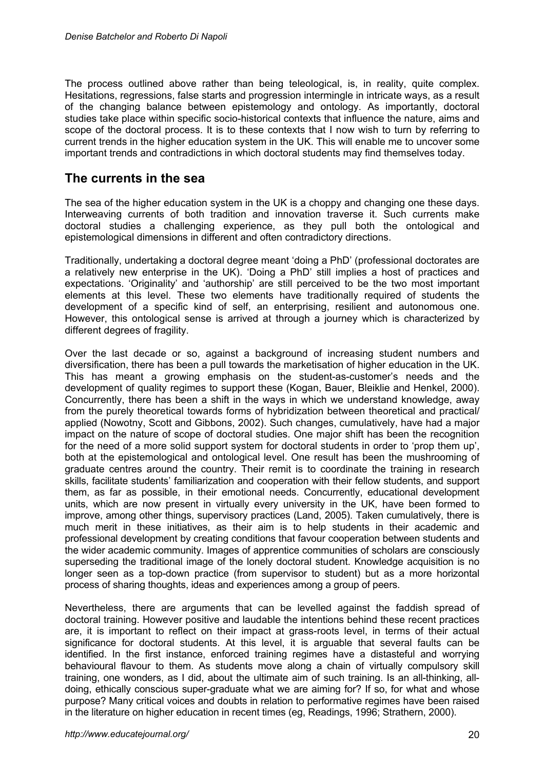The process outlined above rather than being teleological, is, in reality, quite complex. Hesitations, regressions, false starts and progression intermingle in intricate ways, as a result of the changing balance between epistemology and ontology. As importantly, doctoral studies take place within specific socio-historical contexts that influence the nature, aims and scope of the doctoral process. It is to these contexts that I now wish to turn by referring to current trends in the higher education system in the UK. This will enable me to uncover some important trends and contradictions in which doctoral students may find themselves today.

## The currents in the sea

The sea of the higher education system in the UK is a choppy and changing one these days. Interweaving currents of both tradition and innovation traverse it. Such currents make doctoral studies a challenging experience, as they pull both the ontological and epistemological dimensions in different and often contradictory directions.

Traditionally, undertaking a doctoral degree meant 'doing a PhD' (professional doctorates are a relatively new enterprise in the UK). 'Doing a PhD' still implies a host of practices and expectations. 'Originality' and 'authorship' are still perceived to be the two most important elements at this level. These two elements have traditionally required of students the development of a specific kind of self, an enterprising, resilient and autonomous one. However, this ontological sense is arrived at through a journey which is characterized by different degrees of fragility.

Over the last decade or so, against a background of increasing student numbers and diversification, there has been a pull towards the marketisation of higher education in the UK. This has meant a growing emphasis on the student-as-customer's needs and the development of quality regimes to support these (Kogan, Bauer, Bleiklie and Henkel, 2000). Concurrently, there has been a shift in the ways in which we understand knowledge, away from the purely theoretical towards forms of hybridization between theoretical and practical/ applied (Nowotny, Scott and Gibbons, 2002). Such changes, cumulatively, have had a major impact on the nature of scope of doctoral studies. One major shift has been the recognition for the need of a more solid support system for doctoral students in order to 'prop them up', both at the epistemological and ontological level. One result has been the mushrooming of graduate centres around the country. Their remit is to coordinate the training in research skills, facilitate students' familiarization and cooperation with their fellow students, and support them, as far as possible, in their emotional needs. Concurrently, educational development units, which are now present in virtually every university in the UK, have been formed to improve, among other things, supervisory practices (Land, 2005). Taken cumulatively, there is much merit in these initiatives, as their aim is to help students in their academic and professional development by creating conditions that favour cooperation between students and the wider academic community. Images of apprentice communities of scholars are consciously superseding the traditional image of the lonely doctoral student. Knowledge acquisition is no longer seen as a top-down practice (from supervisor to student) but as a more horizontal process of sharing thoughts, ideas and experiences among a group of peers.

Nevertheless, there are arguments that can be levelled against the faddish spread of doctoral training. However positive and laudable the intentions behind these recent practices are, it is important to reflect on their impact at grass-roots level, in terms of their actual significance for doctoral students. At this level, it is arguable that several faults can be identified. In the first instance, enforced training regimes have a distasteful and worrying behavioural flavour to them. As students move along a chain of virtually compulsory skill training, one wonders, as I did, about the ultimate aim of such training. Is an all-thinking, all-doing, ethically conscious super-graduate what we are aiming for? If so, for what and whose purpose? Many critical voices and doubts in relation to performative regimes have been raised in the literature on higher education in recent times (eg, Readings, 1996; Strathern, 2000).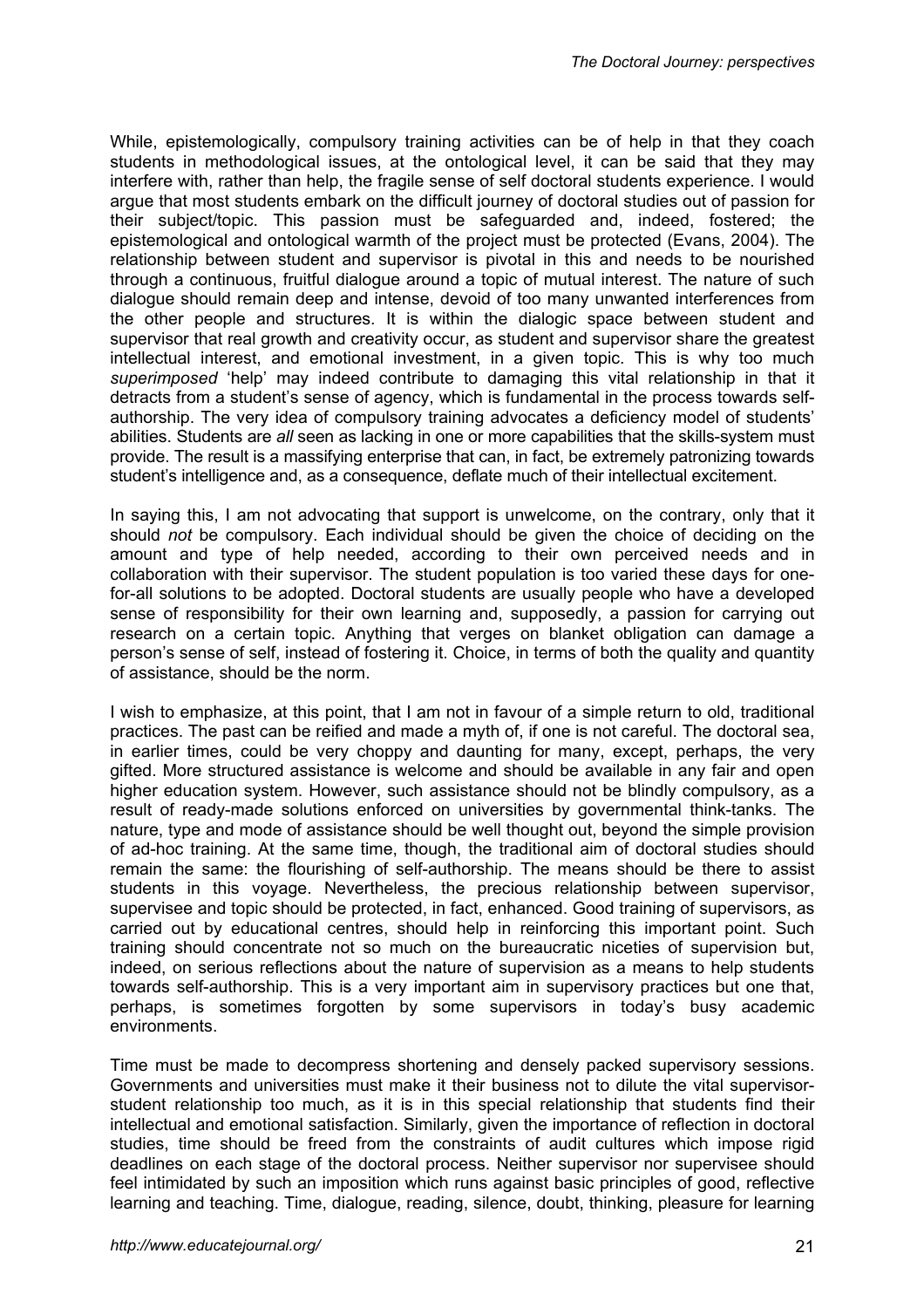While, epistemologically, compulsory training activities can be of help in that they coach students in methodological issues, at the ontological level, it can be said that they may interfere with, rather than help, the fragile sense of self doctoral students experience. I would argue that most students embark on the difficult journey of doctoral studies out of passion for their subject/topic. This passion must be safeguarded and, indeed, fostered; the epistemological and ontological warmth of the project must be protected (Evans, 2004). The relationship between student and supervisor is pivotal in this and needs to be nourished through a continuous, fruitful dialogue around a topic of mutual interest. The nature of such dialogue should remain deep and intense, devoid of too many unwanted interferences from the other people and structures. It is within the dialogic space between student and supervisor that real growth and creativity occur, as student and supervisor share the greatest intellectual interest, and emotional investment, in a given topic. This is why too much *superimposed* 'help' may indeed contribute to damaging this vital relationship in that it detracts from a student's sense of agency, which is fundamental in the process towards self-authorship. The very idea of compulsory training advocates a deficiency model of students' abilities. Students are *all* seen as lacking in one or more capabilities that the skills-system must provide. The result is a massifying enterprise that can, in fact, be extremely patronizing towards student's intelligence and, as a consequence, deflate much of their intellectual excitement.

In saying this, I am not advocating that support is unwelcome, on the contrary, only that it should *not* be compulsory. Each individual should be given the choice of deciding on the amount and type of help needed, according to their own perceived needs and in collaboration with their supervisor. The student population is too varied these days for one-for-all solutions to be adopted. Doctoral students are usually people who have a developed sense of responsibility for their own learning and, supposedly, a passion for carrying out research on a certain topic. Anything that verges on blanket obligation can damage a person's sense of self, instead of fostering it. Choice, in terms of both the quality and quantity of assistance, should be the norm.

I wish to emphasize, at this point, that I am not in favour of a simple return to old, traditional practices. The past can be reified and made a myth of, if one is not careful. The doctoral sea, in earlier times, could be very choppy and daunting for many, except, perhaps, the very gifted. More structured assistance is welcome and should be available in any fair and open higher education system. However, such assistance should not be blindly compulsory, as a result of ready-made solutions enforced on universities by governmental think-tanks. The nature, type and mode of assistance should be well thought out, beyond the simple provision of ad-hoc training. At the same time, though, the traditional aim of doctoral studies should remain the same: the flourishing of self-authorship. The means should be there to assist students in this voyage. Nevertheless, the precious relationship between supervisor, supervisee and topic should be protected, in fact, enhanced. Good training of supervisors, as carried out by educational centres, should help in reinforcing this important point. Such training should concentrate not so much on the bureaucratic niceties of supervision but, indeed, on serious reflections about the nature of supervision as a means to help students towards self-authorship. This is a very important aim in supervisory practices but one that, perhaps, is sometimes forgotten by some supervisors in today's busy academic environments.

Time must be made to decompress shortening and densely packed supervisory sessions. Governments and universities must make it their business not to dilute the vital supervisor-student relationship too much, as it is in this special relationship that students find their intellectual and emotional satisfaction. Similarly, given the importance of reflection in doctoral studies, time should be freed from the constraints of audit cultures which impose rigid deadlines on each stage of the doctoral process. Neither supervisor nor supervisee should feel intimidated by such an imposition which runs against basic principles of good, reflective learning and teaching. Time, dialogue, reading, silence, doubt, thinking, pleasure for learning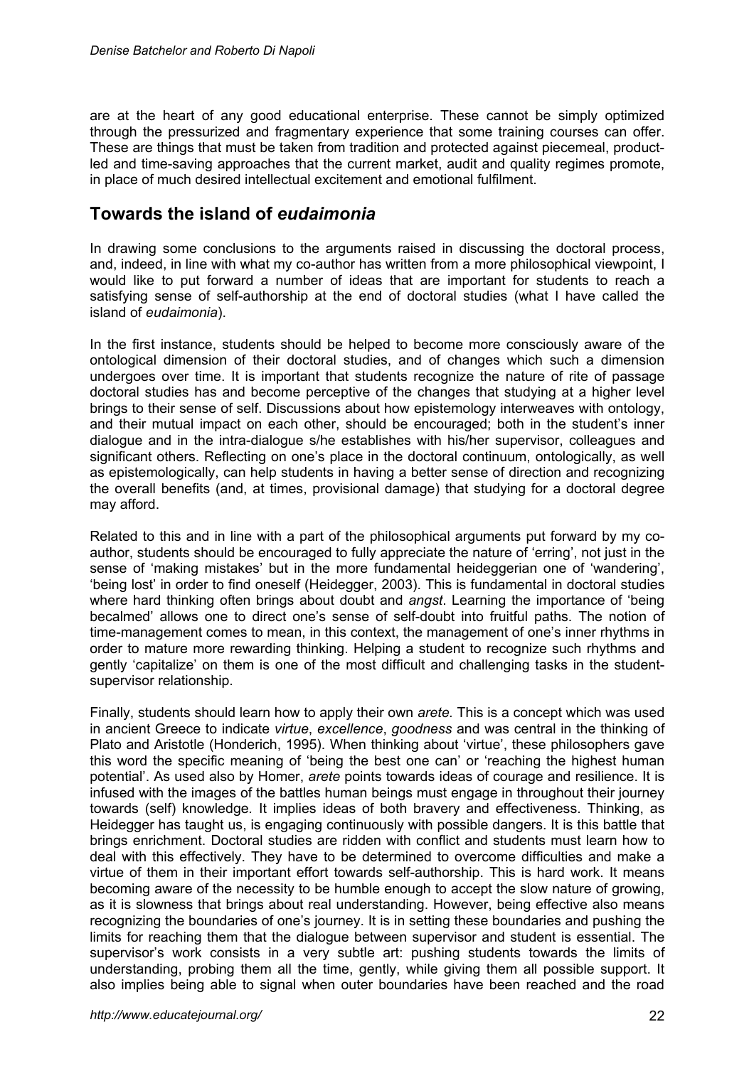are at the heart of any good educational enterprise. These cannot be simply optimized through the pressurized and fragmentary experience that some training courses can offer. These are things that must be taken from tradition and protected against piecemeal, product-led and time-saving approaches that the current market, audit and quality regimes promote, in place of much desired intellectual excitement and emotional fulfilment.

## Towards the island of *eudaimonia*

In drawing some conclusions to the arguments raised in discussing the doctoral process, and, indeed, in line with what my co-author has written from a more philosophical viewpoint, I would like to put forward a number of ideas that are important for students to reach a satisfying sense of self-authorship at the end of doctoral studies (what I have called the island of *eudaimonia*).

In the first instance, students should be helped to become more consciously aware of the ontological dimension of their doctoral studies, and of changes which such a dimension undergoes over time. It is important that students recognize the nature of rite of passage doctoral studies has and become perceptive of the changes that studying at a higher level brings to their sense of self. Discussions about how epistemology interweaves with ontology, and their mutual impact on each other, should be encouraged; both in the student's inner dialogue and in the intra-dialogue s/he establishes with his/her supervisor, colleagues and significant others. Reflecting on one's place in the doctoral continuum, ontologically, as well as epistemologically, can help students in having a better sense of direction and recognizing the overall benefits (and, at times, provisional damage) that studying for a doctoral degree may afford.

Related to this and in line with a part of the philosophical arguments put forward by my co-author, students should be encouraged to fully appreciate the nature of 'erring', not just in the sense of 'making mistakes' but in the more fundamental heideggerian one of 'wandering', 'being lost' in order to find oneself (Heidegger, 2003). This is fundamental in doctoral studies where hard thinking often brings about doubt and *angst*. Learning the importance of 'being becalmed' allows one to direct one's sense of self-doubt into fruitful paths. The notion of time-management comes to mean, in this context, the management of one's inner rhythms in order to mature more rewarding thinking. Helping a student to recognize such rhythms and gently 'capitalize' on them is one of the most difficult and challenging tasks in the student-supervisor relationship.

Finally, students should learn how to apply their own *arete.* This is a concept which was used in ancient Greece to indicate *virtue*, *excellence*, *goodness* and was central in the thinking of Plato and Aristotle (Honderich, 1995). When thinking about 'virtue', these philosophers gave this word the specific meaning of 'being the best one can' or 'reaching the highest human potential'. As used also by Homer, *arete* points towards ideas of courage and resilience. It is infused with the images of the battles human beings must engage in throughout their journey towards (self) knowledge. It implies ideas of both bravery and effectiveness. Thinking, as Heidegger has taught us, is engaging continuously with possible dangers. It is this battle that brings enrichment. Doctoral studies are ridden with conflict and students must learn how to deal with this effectively. They have to be determined to overcome difficulties and make a virtue of them in their important effort towards self-authorship. This is hard work. It means becoming aware of the necessity to be humble enough to accept the slow nature of growing, as it is slowness that brings about real understanding. However, being effective also means recognizing the boundaries of one's journey. It is in setting these boundaries and pushing the limits for reaching them that the dialogue between supervisor and student is essential. The supervisor's work consists in a very subtle art: pushing students towards the limits of understanding, probing them all the time, gently, while giving them all possible support. It also implies being able to signal when outer boundaries have been reached and the road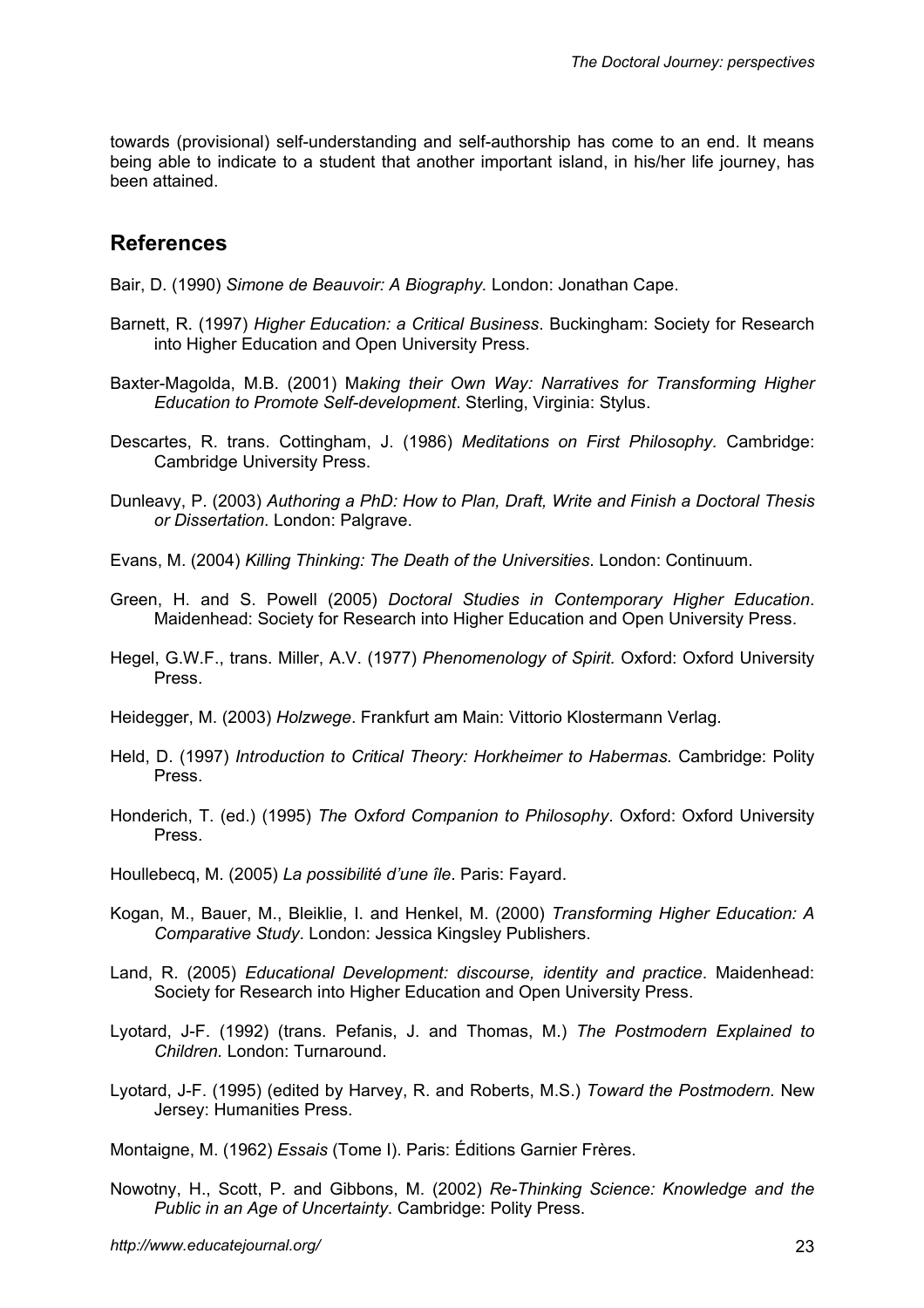towards (provisional) self-understanding and self-authorship has come to an end. It means being able to indicate to a student that another important island, in his/her life journey, has been attained.

## References

Bair, D. (1990) *Simone de Beauvoir: A Biography*. London: Jonathan Cape.

Barnett, R. (1997) *Higher Education: a Critical Business*. Buckingham: Society for Research into Higher Education and Open University Press.

Baxter-Magolda, M.B. (2001) M*aking their Own Way: Narratives for Transforming Higher Education to Promote Self-development*. Sterling, Virginia: Stylus.

Descartes, R. trans. Cottingham, J. (1986) *Meditations on First Philosophy.* Cambridge: Cambridge University Press.

Dunleavy, P. (2003) *Authoring a PhD: How to Plan, Draft, Write and Finish a Doctoral Thesis or Dissertation*. London: Palgrave.

Evans, M. (2004) *Killing Thinking: The Death of the Universities*. London: Continuum.

Green, H. and S. Powell (2005) *Doctoral Studies in Contemporary Higher Education*. Maidenhead: Society for Research into Higher Education and Open University Press.

Hegel, G.W.F., trans. Miller, A.V. (1977) *Phenomenology of Spirit.* Oxford: Oxford University Press.

Heidegger, M. (2003) *Holzwege*. Frankfurt am Main: Vittorio Klostermann Verlag.

Held, D. (1997) *Introduction to Critical Theory: Horkheimer to Habermas.* Cambridge: Polity Press.

Honderich, T. (ed.) (1995) *The Oxford Companion to Philosophy*. Oxford: Oxford University Press.

Houllebecq, M. (2005) *La possibilité d'une île*. Paris: Fayard.

Kogan, M., Bauer, M., Bleiklie, I. and Henkel, M. (2000) *Transforming Higher Education: A Comparative Study*. London: Jessica Kingsley Publishers.

Land, R. (2005) *Educational Development: discourse, identity and practice*. Maidenhead: Society for Research into Higher Education and Open University Press.

Lyotard, J-F. (1992) (trans. Pefanis, J. and Thomas, M.) *The Postmodern Explained to Children.* London: Turnaround.

Lyotard, J-F. (1995) (edited by Harvey, R. and Roberts, M.S.) *Toward the Postmodern.* New Jersey: Humanities Press.

Montaigne, M. (1962) *Essais* (Tome I). Paris: Éditions Garnier Frères.

Nowotny, H., Scott, P. and Gibbons, M. (2002) *Re-Thinking Science: Knowledge and the Public in an Age of Uncertainty*. Cambridge: Polity Press.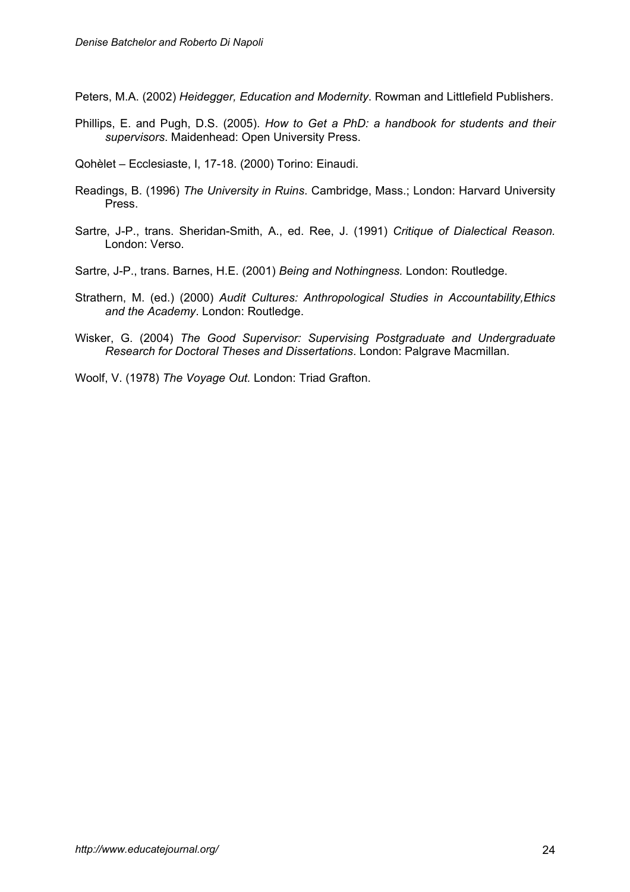Peters, M.A. (2002) *Heidegger, Education and Modernity*. Rowman and Littlefield Publishers.

Phillips, E. and Pugh, D.S. (2005). *How to Get a PhD: a handbook for students and their supervisors*. Maidenhead: Open University Press.

Qohèlet – Ecclesiaste, I, 17-18. (2000) Torino: Einaudi.

Readings, B. (1996) *The University in Ruins*. Cambridge, Mass.; London: Harvard University Press.

Sartre, J-P., trans. Sheridan-Smith, A., ed. Ree, J. (1991) *Critique of Dialectical Reason.* London: Verso.

Sartre, J-P., trans. Barnes, H.E. (2001) *Being and Nothingness.* London: Routledge.

Strathern, M. (ed.) (2000) *Audit Cultures: Anthropological Studies in Accountability,Ethics and the Academy*. London: Routledge.

Wisker, G. (2004) *The Good Supervisor: Supervising Postgraduate and Undergraduate Research for Doctoral Theses and Dissertations*. London: Palgrave Macmillan.

Woolf, V. (1978) *The Voyage Out.* London: Triad Grafton.